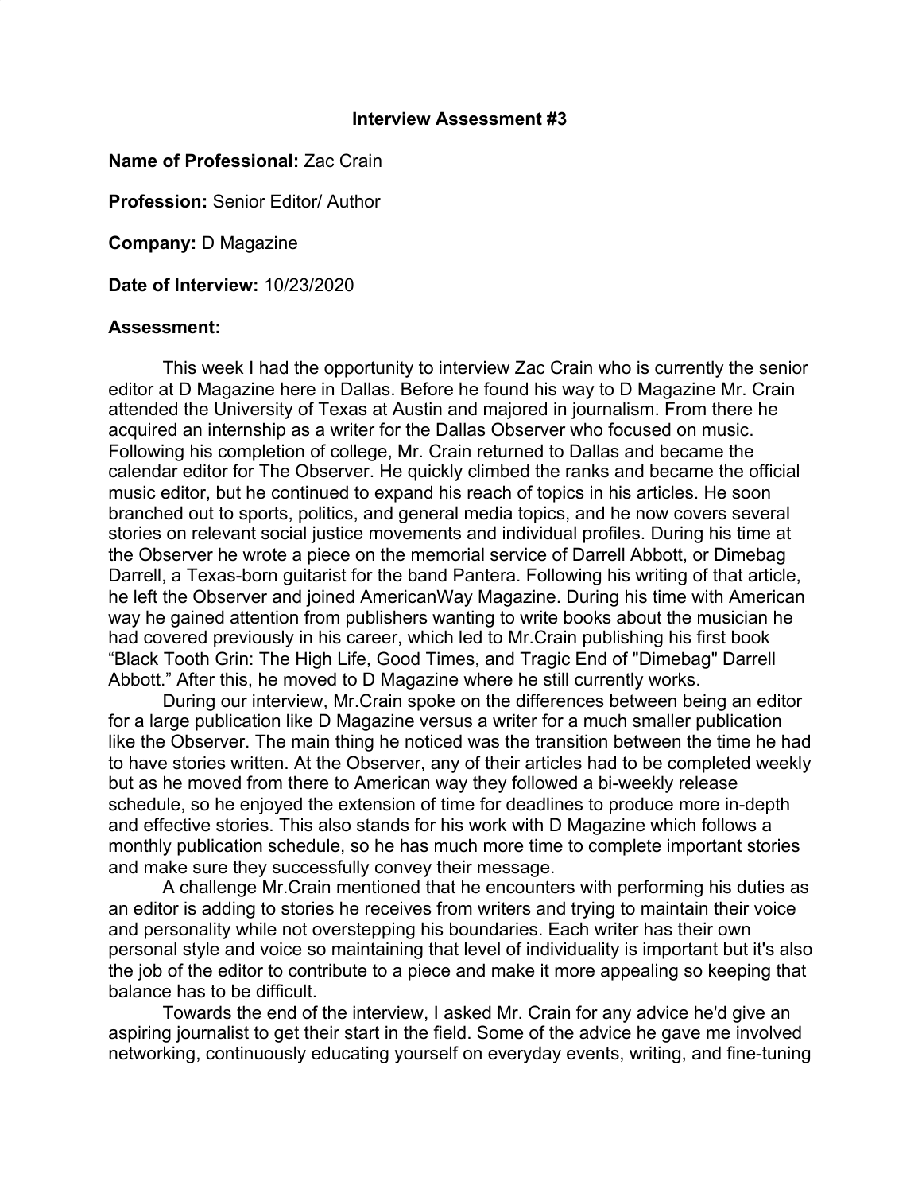### Interview Assessment #3

**Name of Professional:** Zac Crain

**Profession:** Senior Editor/ Author

**Company:** D Magazine

**Date of Interview:** 10/23/2020

**Assessment:**

This week I had the opportunity to interview Zac Crain who is currently the senior editor at D Magazine here in Dallas. Before he found his way to D Magazine Mr. Crain attended the University of Texas at Austin and majored in journalism. From there he acquired an internship as a writer for the Dallas Observer who focused on music. Following his completion of college, Mr. Crain returned to Dallas and became the calendar editor for The Observer. He quickly climbed the ranks and became the official music editor, but he continued to expand his reach of topics in his articles. He soon branched out to sports, politics, and general media topics, and he now covers several stories on relevant social justice movements and individual profiles. During his time at the Observer he wrote a piece on the memorial service of Darrell Abbott, or Dimebag Darrell, a Texas-born guitarist for the band Pantera. Following his writing of that article, he left the Observer and joined AmericanWay Magazine. During his time with American way he gained attention from publishers wanting to write books about the musician he had covered previously in his career, which led to Mr.Crain publishing his first book "Black Tooth Grin: The High Life, Good Times, and Tragic End of "Dimebag" Darrell Abbott." After this, he moved to D Magazine where he still currently works.

During our interview, Mr.Crain spoke on the differences between being an editor for a large publication like D Magazine versus a writer for a much smaller publication like the Observer. The main thing he noticed was the transition between the time he had to have stories written. At the Observer, any of their articles had to be completed weekly but as he moved from there to American way they followed a bi-weekly release schedule, so he enjoyed the extension of time for deadlines to produce more in-depth and effective stories. This also stands for his work with D Magazine which follows a monthly publication schedule, so he has much more time to complete important stories and make sure they successfully convey their message.

A challenge Mr.Crain mentioned that he encounters with performing his duties as an editor is adding to stories he receives from writers and trying to maintain their voice and personality while not overstepping his boundaries. Each writer has their own personal style and voice so maintaining that level of individuality is important but it's also the job of the editor to contribute to a piece and make it more appealing so keeping that balance has to be difficult.

Towards the end of the interview, I asked Mr. Crain for any advice he'd give an aspiring journalist to get their start in the field. Some of the advice he gave me involved networking, continuously educating yourself on everyday events, writing, and fine-tuning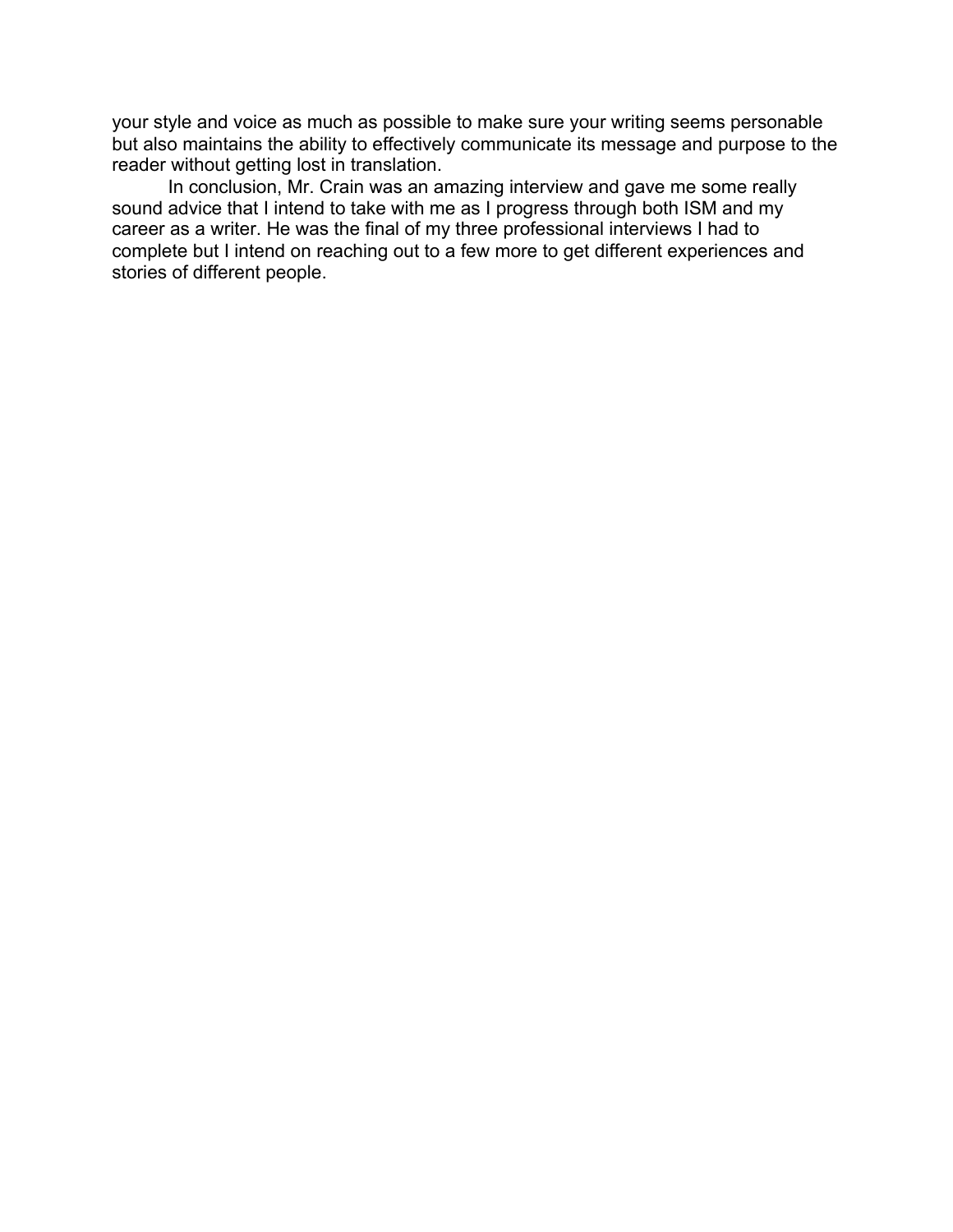your style and voice as much as possible to make sure your writing seems personable but also maintains the ability to effectively communicate its message and purpose to the reader without getting lost in translation.

In conclusion, Mr. Crain was an amazing interview and gave me some really sound advice that I intend to take with me as I progress through both ISM and my career as a writer. He was the final of my three professional interviews I had to complete but I intend on reaching out to a few more to get different experiences and stories of different people.